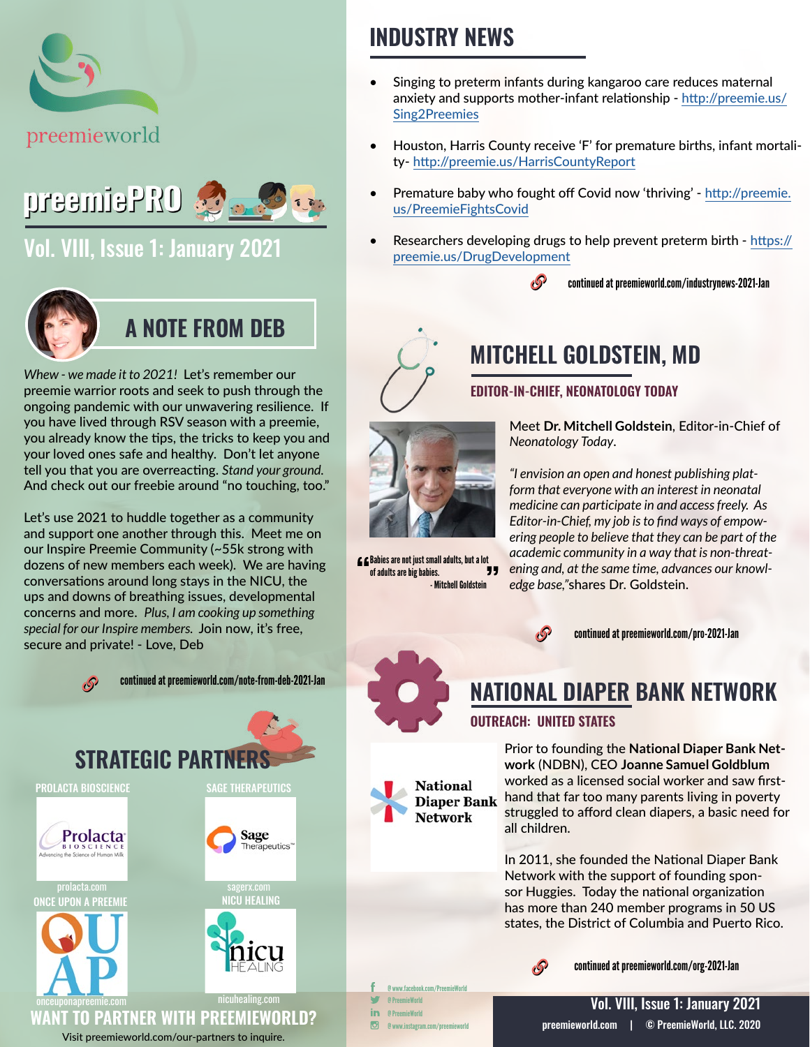preemieworld

# preemiePRO

## Vol. VIII, Issue 1: January 2021

## A NOTE FROM DEB

*Whew - we made it to 2021!* Let's remember our preemie warrior roots and seek to push through the ongoing pandemic with our unwavering resilience. If you have lived through RSV season with a preemie, you already know the tips, the tricks to keep you and your loved ones safe and healthy. Don't let anyone tell you that you are overreacting. *Stand your ground.* And check out our freebie around "no touching, too."

Let's use 2021 to huddle together as a community and support one another through this. Meet me on our Inspire Preemie Community (~55k strong with dozens of new members each week). We are having conversations around long stays in the NICU, the ups and downs of breathing issues, developmental concerns and more. *Plus, I am cooking up something special for our Inspire members.* Join now, it's free, secure and private! - Love, Deb

continued at preemieworld.com/note-from-deb-2021-Jan

## STRATEGIC PARTNERS

PROLACTA BIOSCIENCE — prolacta.com

SAGE THERAPEUTICS — sagerx.com

ONCE UPON A PREEMIE — onceuponapreemie.com

NICU HEALING — nicuhealing.com

## WANT TO PARTNER WITH PREEMIEWORLD?

Visit preemieworld.com/our-partners to inquire.

## INDUSTRY NEWS

- Singing to preterm infants during kangaroo care reduces maternal anxiety and supports mother-infant relationship - http://preemie.us/Sing2Preemies
- Houston, Harris County receive 'F' for premature births, infant mortality- http://preemie.us/HarrisCountyReport
- Premature baby who fought off Covid now 'thriving' - http://preemie.us/PreemieFightsCovid
- Researchers developing drugs to help prevent preterm birth - https://preemie.us/DrugDevelopment

continued at preemieworld.com/industrynews-2021-Jan

## MITCHELL GOLDSTEIN, MD

### EDITOR-IN-CHIEF, NEONATOLOGY TODAY

Meet **Dr. Mitchell Goldstein**, Editor-in-Chief of *Neonatology Today*.

*"I envision an open and honest publishing platform that everyone with an interest in neonatal medicine can participate in and access freely. As Editor-in-Chief, my job is to find ways of empowering people to believe that they can be part of the academic community in a way that is non-threatening and, at the same time, advances our knowledge base,"* shares Dr. Goldstein.

"Babies are not just small adults, but a lot of adults are big babies." - Mitchell Goldstein

continued at preemieworld.com/pro-2021-Jan

## NATIONAL DIAPER BANK NETWORK

### OUTREACH: UNITED STATES

Prior to founding the **National Diaper Bank Network** (NDBN), CEO **Joanne Samuel Goldblum** worked as a licensed social worker and saw firsthand that far too many parents living in poverty struggled to afford clean diapers, a basic need for all children.

In 2011, she founded the National Diaper Bank Network with the support of founding sponsor Huggies. Today the national organization has more than 240 member programs in 50 US states, the District of Columbia and Puerto Rico.

continued at preemieworld.com/org-2021-Jan

@www.facebook.com/PreemieWorld
@PreemieWorld
@PreemieWorld
@www.instagram.com/preemieworld

preemieworld.com | © PreemieWorld, LLC. 2020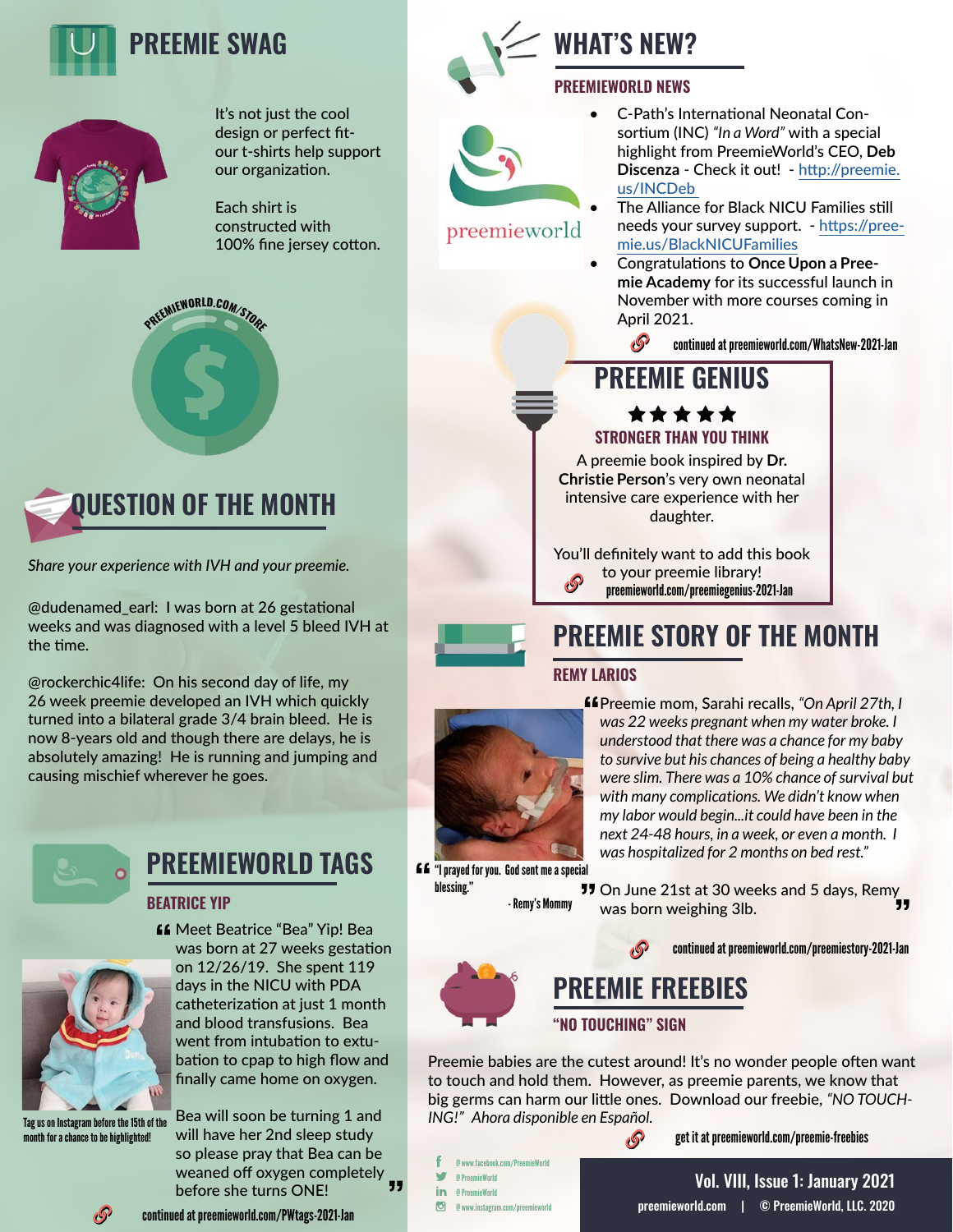# PREEMIE SWAG

It's not just the cool design or perfect fit- our t-shirts help support our organization.

Each shirt is constructed with 100% fine jersey cotton.

PREEMIEWORLD.COM/STORE

# QUESTION OF THE MONTH

*Share your experience with IVH and your preemie.*

@dudenamed_earl: I was born at 26 gestational weeks and was diagnosed with a level 5 bleed IVH at the time.

@rockerchic4life: On his second day of life, my 26 week preemie developed an IVH which quickly turned into a bilateral grade 3/4 brain bleed. He is now 8-years old and though there are delays, he is absolutely amazing! He is running and jumping and causing mischief wherever he goes.

# PREEMIEWORLD TAGS

## BEATRICE YIP

"Meet Beatrice "Bea" Yip! Bea was born at 27 weeks gestation on 12/26/19. She spent 119 days in the NICU with PDA catheterization at just 1 month and blood transfusions. Bea went from intubation to extubation to cpap to high flow and finally came home on oxygen.

Bea will soon be turning 1 and will have her 2nd sleep study so please pray that Bea can be weaned off oxygen completely before she turns ONE!"

Tag us on Instagram before the 15th of the month for a chance to be highlighted!

continued at preemieworld.com/PWtags-2021-Jan

# WHAT'S NEW?

## PREEMIEWORLD NEWS

- C-Path's International Neonatal Consortium (INC) *"In a Word"* with a special highlight from PreemieWorld's CEO, **Deb Discenza** - Check it out! - http://preemie.us/INCDeb
- The Alliance for Black NICU Families still needs your survey support. - https://preemie.us/BlackNICUFamilies
- Congratulations to **Once Upon a Preemie Academy** for its successful launch in November with more courses coming in April 2021.

continued at preemieworld.com/WhatsNew-2021-Jan

# PREEMIE GENIUS

★★★★★

## STRONGER THAN YOU THINK

A preemie book inspired by **Dr. Christie Person**'s very own neonatal intensive care experience with her daughter.

You'll definitely want to add this book to your preemie library!

preemieworld.com/preemiegenius-2021-Jan

# PREEMIE STORY OF THE MONTH

## REMY LARIOS

"Preemie mom, Sarahi recalls, *"On April 27th, I was 22 weeks pregnant when my water broke. I understood that there was a chance for my baby to survive but his chances of being a healthy baby were slim. There was a 10% chance of survival but with many complications. We didn't know when my labor would begin...it could have been in the next 24-48 hours, in a week, or even a month. I was hospitalized for 2 months on bed rest."*

On June 21st at 30 weeks and 5 days, Remy was born weighing 3lb."

"I prayed for you. God sent me a special blessing."

\- Remy's Mommy

continued at preemieworld.com/preemiestory-2021-Jan

# PREEMIE FREEBIES

## "NO TOUCHING" SIGN

Preemie babies are the cutest around! It's no wonder people often want to touch and hold them. However, as preemie parents, we know that big germs can harm our little ones. Download our freebie, *"NO TOUCHING!" Ahora disponible en Español.*

get it at preemieworld.com/preemie-freebies

@www.facebook.com/PreemieWorld
@PreemieWorld
@PreemieWorld
@www.instagram.com/preemieworld

Vol. VIII, Issue 1: January 2021

preemieworld.com | © PreemieWorld, LLC. 2020